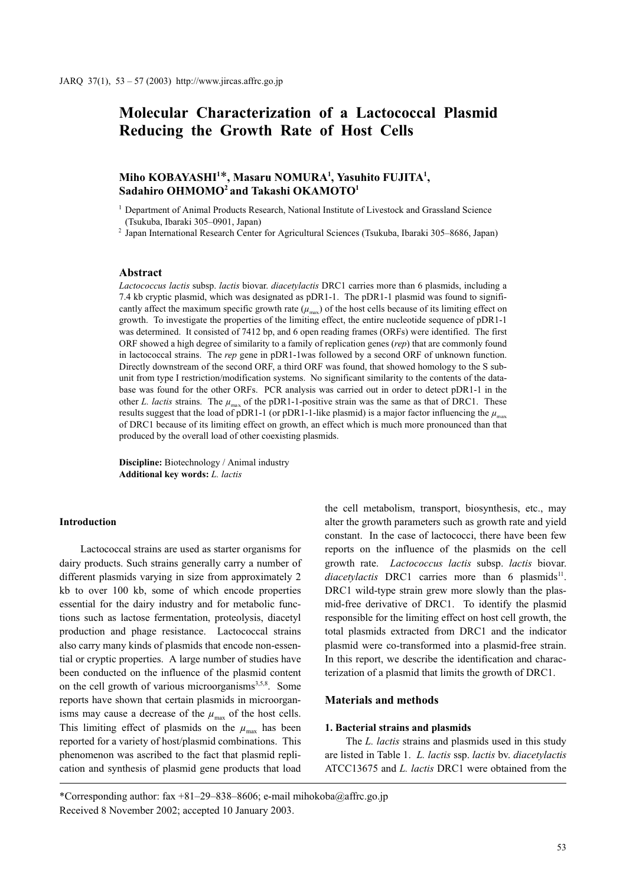# Molecular Characterization of a Lactococcal Plasmid Reducing the Growth Rate of Host Cells

**Miho KOBAYASHI[1]\*, Masaru NOMURA[1], Yasuhito FUJITA[1], Sadahiro OHMOMO[2] and Takashi OKAMOTO[1]**

[1] Department of Animal Products Research, National Institute of Livestock and Grassland Science (Tsukuba, Ibaraki 305–0901, Japan)

[2] Japan International Research Center for Agricultural Sciences (Tsukuba, Ibaraki 305–8686, Japan)

## Abstract

*Lactococcus lactis* subsp. *lactis* biovar. *diacetylactis* DRC1 carries more than 6 plasmids, including a 7.4 kb cryptic plasmid, which was designated as pDR1-1. The pDR1-1 plasmid was found to significantly affect the maximum specific growth rate ($\mu_{max}$) of the host cells because of its limiting effect on growth. To investigate the properties of the limiting effect, the entire nucleotide sequence of pDR1-1 was determined. It consisted of 7412 bp, and 6 open reading frames (ORFs) were identified. The first ORF showed a high degree of similarity to a family of replication genes (*rep*) that are commonly found in lactococcal strains. The *rep* gene in pDR1-1was followed by a second ORF of unknown function. Directly downstream of the second ORF, a third ORF was found, that showed homology to the S subunit from type I restriction/modification systems. No significant similarity to the contents of the database was found for the other ORFs. PCR analysis was carried out in order to detect pDR1-1 in the other *L. lactis* strains. The $\mu_{max}$ of the pDR1-1-positive strain was the same as that of DRC1. These results suggest that the load of pDR1-1 (or pDR1-1-like plasmid) is a major factor influencing the $\mu_{max}$ of DRC1 because of its limiting effect on growth, an effect which is much more pronounced than that produced by the overall load of other coexisting plasmids.

**Discipline:** Biotechnology / Animal industry
**Additional key words:** *L. lactis*

### Introduction

Lactococcal strains are used as starter organisms for dairy products. Such strains generally carry a number of different plasmids varying in size from approximately 2 kb to over 100 kb, some of which encode properties essential for the dairy industry and for metabolic functions such as lactose fermentation, proteolysis, diacetyl production and phage resistance. Lactococcal strains also carry many kinds of plasmids that encode non-essential or cryptic properties. A large number of studies have been conducted on the influence of the plasmid content on the cell growth of various microorganisms[3,5,8]. Some reports have shown that certain plasmids in microorganisms may cause a decrease of the $\mu_{max}$ of the host cells. This limiting effect of plasmids on the $\mu_{max}$ has been reported for a variety of host/plasmid combinations. This phenomenon was ascribed to the fact that plasmid replication and synthesis of plasmid gene products that load the cell metabolism, transport, biosynthesis, etc., may alter the growth parameters such as growth rate and yield constant. In the case of lactococci, there have been few reports on the influence of the plasmids on the cell growth rate. *Lactococcus lactis* subsp. *lactis* biovar. *diacetylactis* DRC1 carries more than 6 plasmids[11]. DRC1 wild-type strain grew more slowly than the plasmid-free derivative of DRC1. To identify the plasmid responsible for the limiting effect on host cell growth, the total plasmids extracted from DRC1 and the indicator plasmid were co-transformed into a plasmid-free strain. In this report, we describe the identification and characterization of a plasmid that limits the growth of DRC1.

### Materials and methods

#### 1. Bacterial strains and plasmids

The *L. lactis* strains and plasmids used in this study are listed in Table 1. *L. lactis* ssp. *lactis* bv. *diacetylactis* ATCC13675 and *L. lactis* DRC1 were obtained from the

\*Corresponding author: fax +81–29–838–8606; e-mail mihokoba@affrc.go.jp
Received 8 November 2002; accepted 10 January 2003.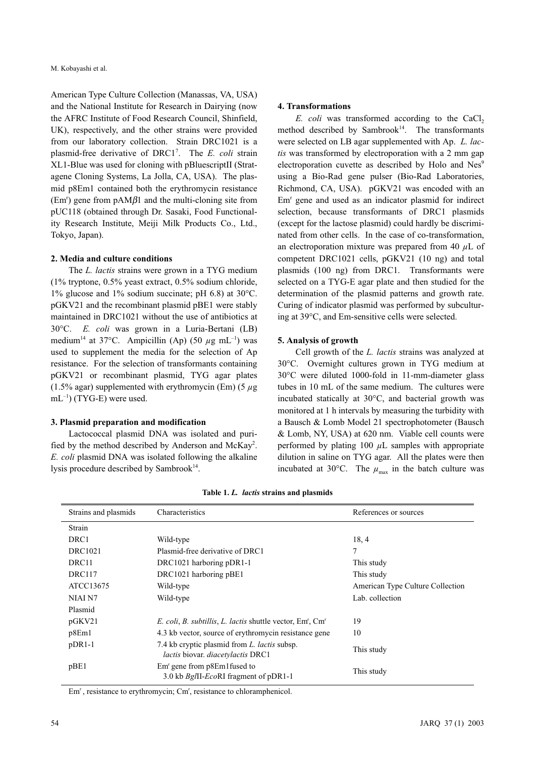American Type Culture Collection (Manassas, VA, USA) and the National Institute for Research in Dairying (now the AFRC Institute of Food Research Council, Shinfield, UK), respectively, and the other strains were provided from our laboratory collection. Strain DRC1021 is a plasmid-free derivative of DRC1[7]. The *E. coli* strain XL1-Blue was used for cloning with pBluescriptII (Stratagene Cloning Systems, La Jolla, CA, USA). The plasmid p8Em1 contained both the erythromycin resistance (Em$^r$) gene from pAM$\beta$1 and the multi-cloning site from pUC118 (obtained through Dr. Sasaki, Food Functionality Research Institute, Meiji Milk Products Co., Ltd., Tokyo, Japan).

### 2. Media and culture conditions

The *L. lactis* strains were grown in a TYG medium (1% tryptone, 0.5% yeast extract, 0.5% sodium chloride, 1% glucose and 1% sodium succinate; pH 6.8) at 30°C. pGKV21 and the recombinant plasmid pBE1 were stably maintained in DRC1021 without the use of antibiotics at 30°C. *E. coli* was grown in a Luria-Bertani (LB) medium[14] at 37°C. Ampicillin (Ap) (50 $\mu$g mL$^{-1}$) was used to supplement the media for the selection of Ap resistance. For the selection of transformants containing pGKV21 or recombinant plasmid, TYG agar plates (1.5% agar) supplemented with erythromycin (Em) (5 $\mu$g mL$^{-1}$) (TYG-E) were used.

### 3. Plasmid preparation and modification

Lactococcal plasmid DNA was isolated and purified by the method described by Anderson and McKay[2]. *E. coli* plasmid DNA was isolated following the alkaline lysis procedure described by Sambrook[14].

### 4. Transformations

*E. coli* was transformed according to the $CaCl_2$ method described by Sambrook[14]. The transformants were selected on LB agar supplemented with Ap. *L. lactis* was transformed by electroporation with a 2 mm gap electroporation cuvette as described by Holo and Nes[9] using a Bio-Rad gene pulser (Bio-Rad Laboratories, Richmond, CA, USA). pGKV21 was encoded with an Em$^r$ gene and used as an indicator plasmid for indirect selection, because transformants of DRC1 plasmids (except for the lactose plasmid) could hardly be discriminated from other cells. In the case of co-transformation, an electroporation mixture was prepared from 40 $\mu$L of competent DRC1021 cells, pGKV21 (10 ng) and total plasmids (100 ng) from DRC1. Transformants were selected on a TYG-E agar plate and then studied for the determination of the plasmid patterns and growth rate. Curing of indicator plasmid was performed by subculturing at 39°C, and Em-sensitive cells were selected.

### 5. Analysis of growth

Cell growth of the *L. lactis* strains was analyzed at 30°C. Overnight cultures grown in TYG medium at 30°C were diluted 1000-fold in 11-mm-diameter glass tubes in 10 mL of the same medium. The cultures were incubated statically at 30°C, and bacterial growth was monitored at 1 h intervals by measuring the turbidity with a Bausch & Lomb Model 21 spectrophotometer (Bausch & Lomb, NY, USA) at 620 nm. Viable cell counts were performed by plating 100 $\mu$L samples with appropriate dilution in saline on TYG agar. All the plates were then incubated at 30°C. The $\mu_{max}$ in the batch culture was

**Table 1. *L. lactis* strains and plasmids**

| Strains and plasmids | Characteristics | References or sources |
|---|---|---|
| Strain | | |
| DRC1 | Wild-type | 18, 4 |
| DRC1021 | Plasmid-free derivative of DRC1 | 7 |
| DRC11 | DRC1021 harboring pDR1-1 | This study |
| DRC117 | DRC1021 harboring pBE1 | This study |
| ATCC13675 | Wild-type | American Type Culture Collection |
| NIAI N7 | Wild-type | Lab. collection |
| Plasmid | | |
| pGKV21 | *E. coli*, *B. subtillis*, *L. lactis* shuttle vector, Em$^r$, Cm$^r$ | 19 |
| p8Em1 | 4.3 kb vector, source of erythromycin resistance gene | 10 |
| pDR1-1 | 7.4 kb cryptic plasmid from *L. lactis* subsp. *lactis* biovar. *diacetylactis* DRC1 | This study |
| pBE1 | Em$^r$ gene from p8Em1fused to 3.0 kb *Bgl*II-*Eco*RI fragment of pDR1-1 | This study |

Em$^r$, resistance to erythromycin; Cm$^r$, resistance to chloramphenicol.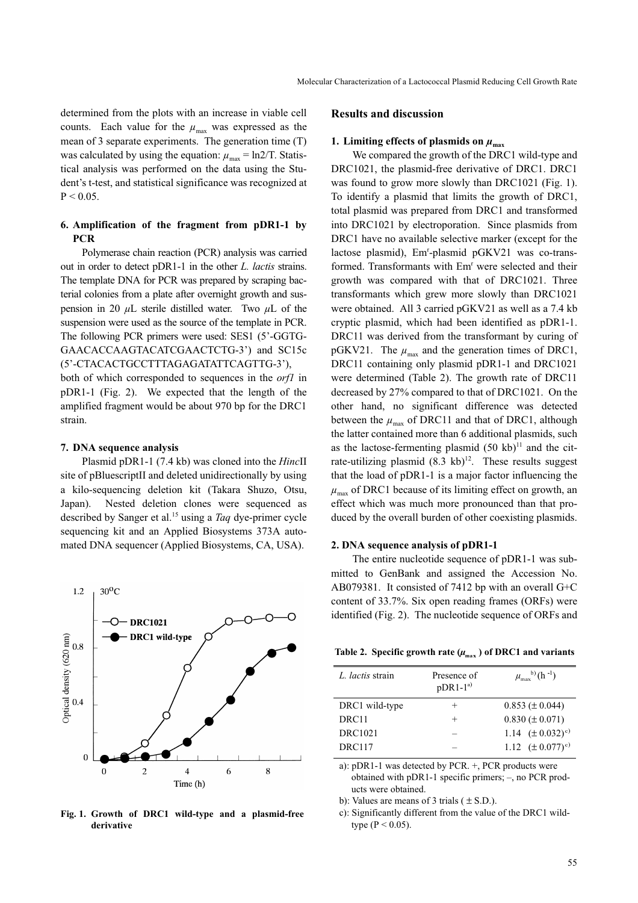determined from the plots with an increase in viable cell counts. Each value for the $\mu_{max}$ was expressed as the mean of 3 separate experiments. The generation time (T) was calculated by using the equation: $\mu_{max} = \ln 2/T$. Statistical analysis was performed on the data using the Student's t-test, and statistical significance was recognized at $P < 0.05$.

### 6. Amplification of the fragment from pDR1-1 by PCR

Polymerase chain reaction (PCR) analysis was carried out in order to detect pDR1-1 in the other *L. lactis* strains. The template DNA for PCR was prepared by scraping bacterial colonies from a plate after overnight growth and suspension in 20 $\mu$L sterile distilled water. Two $\mu$L of the suspension were used as the source of the template in PCR. The following PCR primers were used: SES1 (5'-GGTGGAACACCAAGTACATCGAACTCTG-3') and SC15c (5'-CTACACTGCCTTTAGAGATATTCAGTTG-3'), both of which corresponded to sequences in the *orf1* in pDR1-1 (Fig. 2). We expected that the length of the amplified fragment would be about 970 bp for the DRC1 strain.

### 7. DNA sequence analysis

Plasmid pDR1-1 (7.4 kb) was cloned into the *Hinc*II site of pBluescriptII and deleted unidirectionally by using a kilo-sequencing deletion kit (Takara Shuzo, Otsu, Japan). Nested deletion clones were sequenced as described by Sanger et al.[15] using a *Taq* dye-primer cycle sequencing kit and an Applied Biosystems 373A automated DNA sequencer (Applied Biosystems, CA, USA).

**Fig. 1. Growth of DRC1 wild-type and a plasmid-free derivative**

## Results and discussion

### 1. Limiting effects of plasmids on $\mu_{max}$

We compared the growth of the DRC1 wild-type and DRC1021, the plasmid-free derivative of DRC1. DRC1 was found to grow more slowly than DRC1021 (Fig. 1). To identify a plasmid that limits the growth of DRC1, total plasmid was prepared from DRC1 and transformed into DRC1021 by electroporation. Since plasmids from DRC1 have no available selective marker (except for the lactose plasmid), $Em^r$-plasmid pGKV21 was co-transformed. Transformants with $Em^r$ were selected and their growth was compared with that of DRC1021. Three transformants which grew more slowly than DRC1021 were obtained. All 3 carried pGKV21 as well as a 7.4 kb cryptic plasmid, which had been identified as pDR1-1. DRC11 was derived from the transformant by curing of pGKV21. The $\mu_{max}$ and the generation times of DRC1, DRC11 containing only plasmid pDR1-1 and DRC1021 were determined (Table 2). The growth rate of DRC11 decreased by 27% compared to that of DRC1021. On the other hand, no significant difference was detected between the $\mu_{max}$ of DRC11 and that of DRC1, although the latter contained more than 6 additional plasmids, such as the lactose-fermenting plasmid (50 kb)[11] and the citrate-utilizing plasmid (8.3 kb)[12]. These results suggest that the load of pDR1-1 is a major factor influencing the $\mu_{max}$ of DRC1 because of its limiting effect on growth, an effect which was much more pronounced than that produced by the overall burden of other coexisting plasmids.

### 2. DNA sequence analysis of pDR1-1

The entire nucleotide sequence of pDR1-1 was submitted to GenBank and assigned the Accession No. AB079381. It consisted of 7412 bp with an overall G+C content of 33.7%. Six open reading frames (ORFs) were identified (Fig. 2). The nucleotide sequence of ORFs and

**Table 2. Specific growth rate ($\mu_{max}$) of DRC1 and variants**

| *L. lactis* strain | Presence of pDR1-1[a)] | $\mu_{max}$[b)] ($h^{-1}$) |
|---|---|---|
| DRC1 wild-type | + | 0.853 (± 0.044) |
| DRC11 | + | 0.830 (± 0.071) |
| DRC1021 | – | 1.14 (± 0.032)[c)] |
| DRC117 | – | 1.12 (± 0.077)[c)] |

a): pDR1-1 was detected by PCR. +, PCR products were obtained with pDR1-1 specific primers; –, no PCR products were obtained.

b): Values are means of 3 trials (± S.D.).

c): Significantly different from the value of the DRC1 wild-type ($P < 0.05$).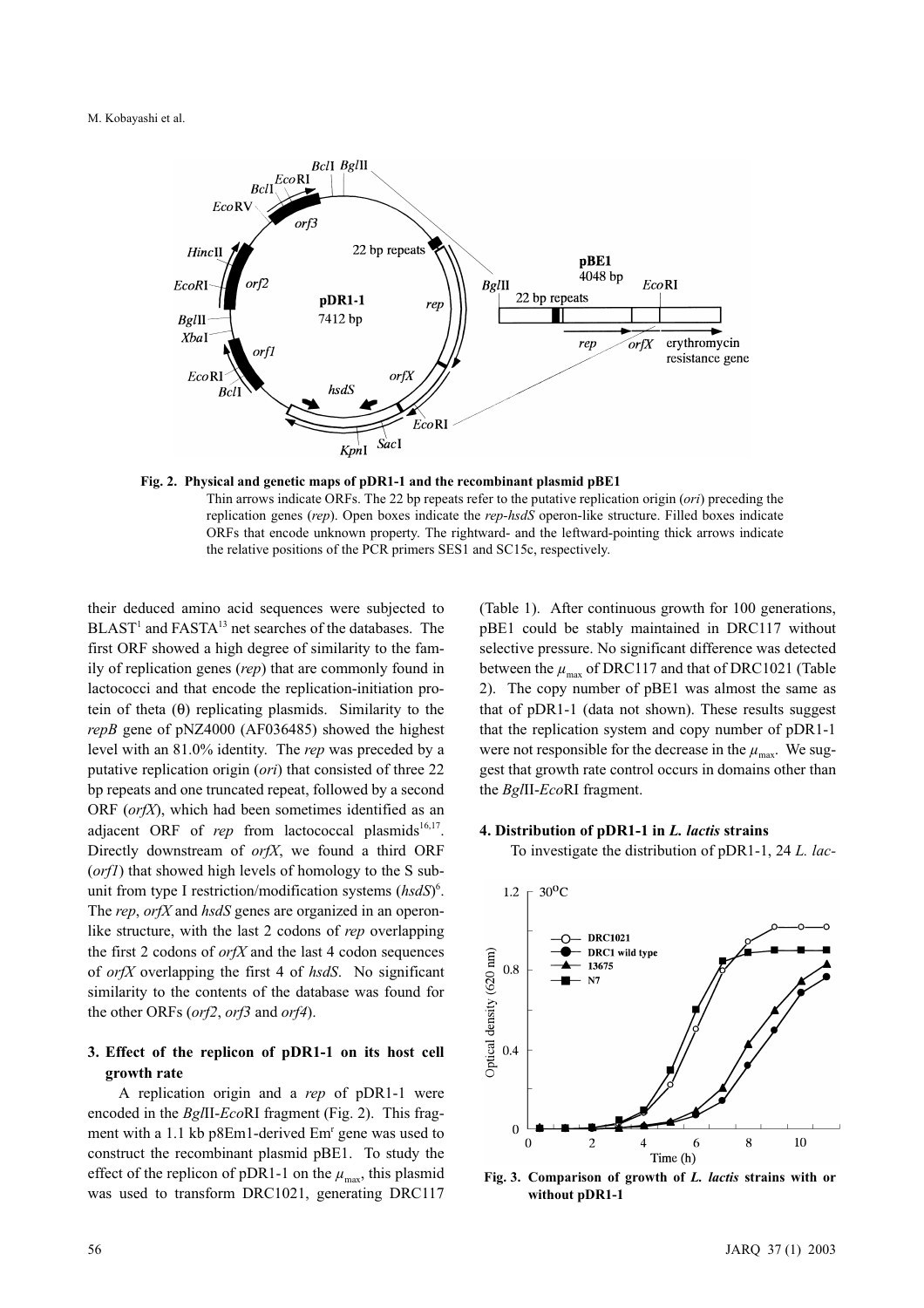**Fig. 2. Physical and genetic maps of pDR1-1 and the recombinant plasmid pBE1**

Thin arrows indicate ORFs. The 22 bp repeats refer to the putative replication origin (*ori*) preceding the replication genes (*rep*). Open boxes indicate the *rep*-*hsdS* operon-like structure. Filled boxes indicate ORFs that encode unknown property. The rightward- and the leftward-pointing thick arrows indicate the relative positions of the PCR primers SES1 and SC15c, respectively.

their deduced amino acid sequences were subjected to BLAST[1] and FASTA[13] net searches of the databases. The first ORF showed a high degree of similarity to the family of replication genes (*rep*) that are commonly found in lactococci and that encode the replication-initiation protein of theta (θ) replicating plasmids. Similarity to the *repB* gene of pNZ4000 (AF036485) showed the highest level with an 81.0% identity. The *rep* was preceded by a putative replication origin (*ori*) that consisted of three 22 bp repeats and one truncated repeat, followed by a second ORF (*orfX*), which had been sometimes identified as an adjacent ORF of *rep* from lactococcal plasmids[16,17]. Directly downstream of *orfX*, we found a third ORF (*orf1*) that showed high levels of homology to the S subunit from type I restriction/modification systems (*hsdS*)[6]. The *rep*, *orfX* and *hsdS* genes are organized in an operon-like structure, with the last 2 codons of *rep* overlapping the first 2 codons of *orfX* and the last 4 codon sequences of *orfX* overlapping the first 4 of *hsdS*. No significant similarity to the contents of the database was found for the other ORFs (*orf2*, *orf3* and *orf4*).

## 3. Effect of the replicon of pDR1-1 on its host cell growth rate

A replication origin and a *rep* of pDR1-1 were encoded in the *Bgl*II-*Eco*RI fragment (Fig. 2). This fragment with a 1.1 kb p8Em1-derived Em$^r$ gene was used to construct the recombinant plasmid pBE1. To study the effect of the replicon of pDR1-1 on the $\mu_{max}$, this plasmid was used to transform DRC1021, generating DRC117 (Table 1). After continuous growth for 100 generations, pBE1 could be stably maintained in DRC117 without selective pressure. No significant difference was detected between the $\mu_{max}$ of DRC117 and that of DRC1021 (Table 2). The copy number of pBE1 was almost the same as that of pDR1-1 (data not shown). These results suggest that the replication system and copy number of pDR1-1 were not responsible for the decrease in the $\mu_{max}$. We suggest that growth rate control occurs in domains other than the *Bgl*II-*Eco*RI fragment.

## 4. Distribution of pDR1-1 in *L. lactis* strains

To investigate the distribution of pDR1-1, 24 *L. lac-*

**Fig. 3. Comparison of growth of *L. lactis* strains with or without pDR1-1**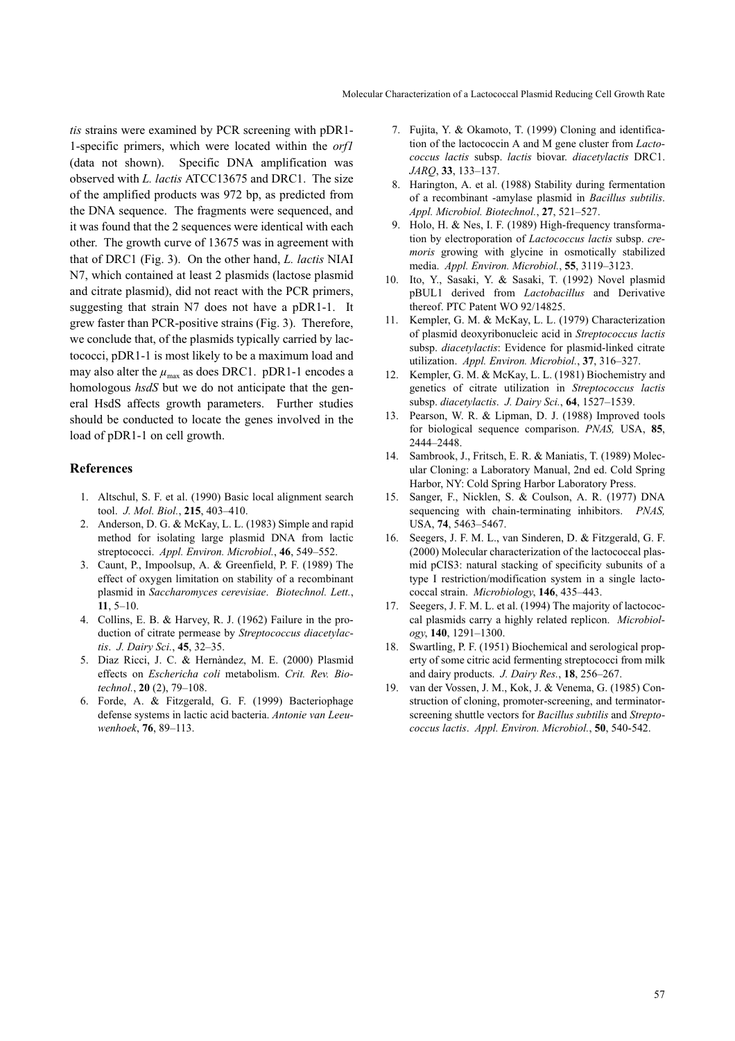*tis* strains were examined by PCR screening with pDR1-1-specific primers, which were located within the *orf1* (data not shown). Specific DNA amplification was observed with *L. lactis* ATCC13675 and DRC1. The size of the amplified products was 972 bp, as predicted from the DNA sequence. The fragments were sequenced, and it was found that the 2 sequences were identical with each other. The growth curve of 13675 was in agreement with that of DRC1 (Fig. 3). On the other hand, *L. lactis* NIAI N7, which contained at least 2 plasmids (lactose plasmid and citrate plasmid), did not react with the PCR primers, suggesting that strain N7 does not have a pDR1-1. It grew faster than PCR-positive strains (Fig. 3). Therefore, we conclude that, of the plasmids typically carried by lactococci, pDR1-1 is most likely to be a maximum load and may also alter the $\mu_{max}$ as does DRC1. pDR1-1 encodes a homologous *hsdS* but we do not anticipate that the general HsdS affects growth parameters. Further studies should be conducted to locate the genes involved in the load of pDR1-1 on cell growth.

## References

1. Altschul, S. F. et al. (1990) Basic local alignment search tool. *J. Mol. Biol.*, **215**, 403–410.
2. Anderson, D. G. & McKay, L. L. (1983) Simple and rapid method for isolating large plasmid DNA from lactic streptococci. *Appl. Environ. Microbiol.*, **46**, 549–552.
3. Caunt, P., Impoolsup, A. & Greenfield, P. F. (1989) The effect of oxygen limitation on stability of a recombinant plasmid in *Saccharomyces cerevisiae*. *Biotechnol. Lett.*, **11**, 5–10.
4. Collins, E. B. & Harvey, R. J. (1962) Failure in the production of citrate permease by *Streptococcus diacetylactis*. *J. Dairy Sci.*, **45**, 32–35.
5. Diaz Ricci, J. C. & Hernàndez, M. E. (2000) Plasmid effects on *Eschericha coli* metabolism. *Crit. Rev. Biotechnol.*, **20** (2), 79–108.
6. Forde, A. & Fitzgerald, G. F. (1999) Bacteriophage defense systems in lactic acid bacteria. *Antonie van Leeuwenhoek*, **76**, 89–113.
7. Fujita, Y. & Okamoto, T. (1999) Cloning and identification of the lactococcin A and M gene cluster from *Lactococcus lactis* subsp. *lactis* biovar. *diacetylactis* DRC1. *JARQ*, **33**, 133–137.
8. Harington, A. et al. (1988) Stability during fermentation of a recombinant -amylase plasmid in *Bacillus subtilis*. *Appl. Microbiol. Biotechnol.*, **27**, 521–527.
9. Holo, H. & Nes, I. F. (1989) High-frequency transformation by electroporation of *Lactococcus lactis* subsp. *cremoris* growing with glycine in osmotically stabilized media. *Appl. Environ. Microbiol.*, **55**, 3119–3123.
10. Ito, Y., Sasaki, Y. & Sasaki, T. (1992) Novel plasmid pBUL1 derived from *Lactobacillus* and Derivative thereof. PTC Patent WO 92/14825.
11. Kempler, G. M. & McKay, L. L. (1979) Characterization of plasmid deoxyribonucleic acid in *Streptococcus lactis* subsp. *diacetylactis*: Evidence for plasmid-linked citrate utilization. *Appl. Environ. Microbiol.*, **37**, 316–327.
12. Kempler, G. M. & McKay, L. L. (1981) Biochemistry and genetics of citrate utilization in *Streptococcus lactis* subsp. *diacetylactis*. *J. Dairy Sci.*, **64**, 1527–1539.
13. Pearson, W. R. & Lipman, D. J. (1988) Improved tools for biological sequence comparison. *PNAS,* USA, **85**, 2444–2448.
14. Sambrook, J., Fritsch, E. R. & Maniatis, T. (1989) Molecular Cloning: a Laboratory Manual, 2nd ed. Cold Spring Harbor, NY: Cold Spring Harbor Laboratory Press.
15. Sanger, F., Nicklen, S. & Coulson, A. R. (1977) DNA sequencing with chain-terminating inhibitors. *PNAS,* USA, **74**, 5463–5467.
16. Seegers, J. F. M. L., van Sinderen, D. & Fitzgerald, G. F. (2000) Molecular characterization of the lactococcal plasmid pCIS3: natural stacking of specificity subunits of a type I restriction/modification system in a single lactococcal strain. *Microbiology*, **146**, 435–443.
17. Seegers, J. F. M. L. et al. (1994) The majority of lactococcal plasmids carry a highly related replicon. *Microbiology*, **140**, 1291–1300.
18. Swartling, P. F. (1951) Biochemical and serological property of some citric acid fermenting streptococci from milk and dairy products. *J. Dairy Res.*, **18**, 256–267.
19. van der Vossen, J. M., Kok, J. & Venema, G. (1985) Construction of cloning, promoter-screening, and terminator-screening shuttle vectors for *Bacillus subtilis* and *Streptococcus lactis*. *Appl. Environ. Microbiol.*, **50**, 540-542.